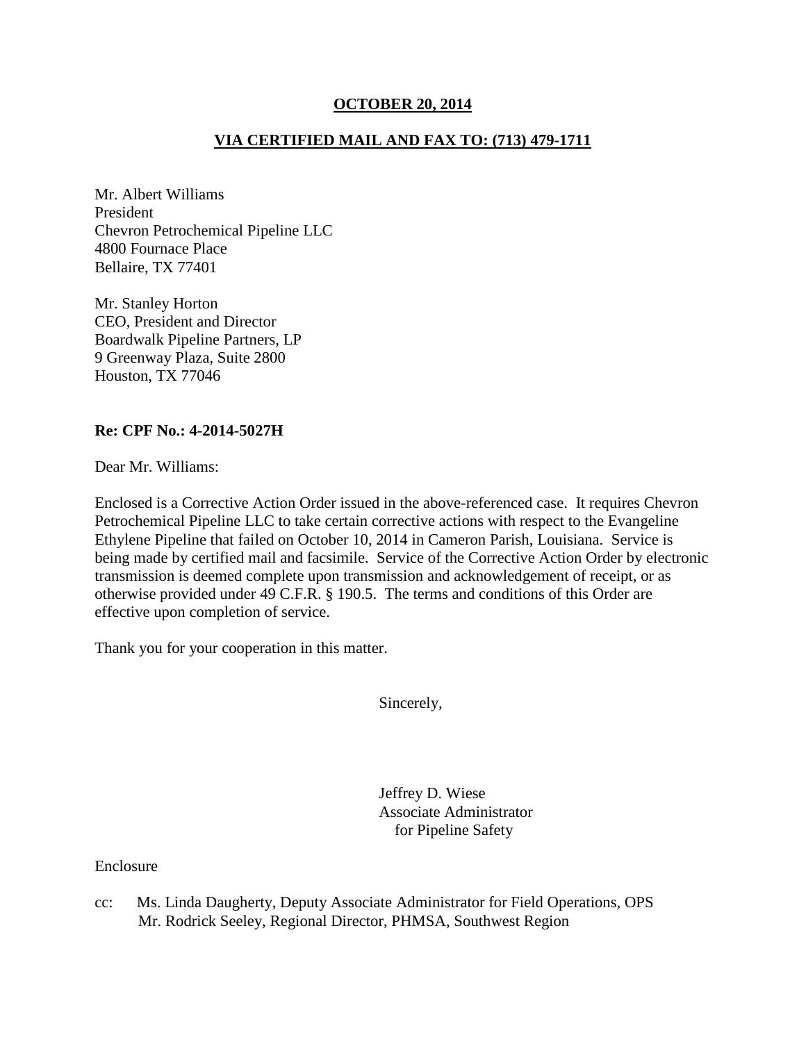**OCTOBER 20, 2014**

**VIA CERTIFIED MAIL AND FAX TO: (713) 479-1711**

Mr. Albert Williams
President
Chevron Petrochemical Pipeline LLC
4800 Fournace Place
Bellaire, TX 77401

Mr. Stanley Horton
CEO, President and Director
Boardwalk Pipeline Partners, LP
9 Greenway Plaza, Suite 2800
Houston, TX 77046

**Re: CPF No.: 4-2014-5027H**

Dear Mr. Williams:

Enclosed is a Corrective Action Order issued in the above-referenced case. It requires Chevron Petrochemical Pipeline LLC to take certain corrective actions with respect to the Evangeline Ethylene Pipeline that failed on October 10, 2014 in Cameron Parish, Louisiana. Service is being made by certified mail and facsimile. Service of the Corrective Action Order by electronic transmission is deemed complete upon transmission and acknowledgement of receipt, or as otherwise provided under 49 C.F.R. § 190.5. The terms and conditions of this Order are effective upon completion of service.

Thank you for your cooperation in this matter.

Sincerely,

Jeffrey D. Wiese
Associate Administrator
for Pipeline Safety

Enclosure

cc: Ms. Linda Daugherty, Deputy Associate Administrator for Field Operations, OPS
Mr. Rodrick Seeley, Regional Director, PHMSA, Southwest Region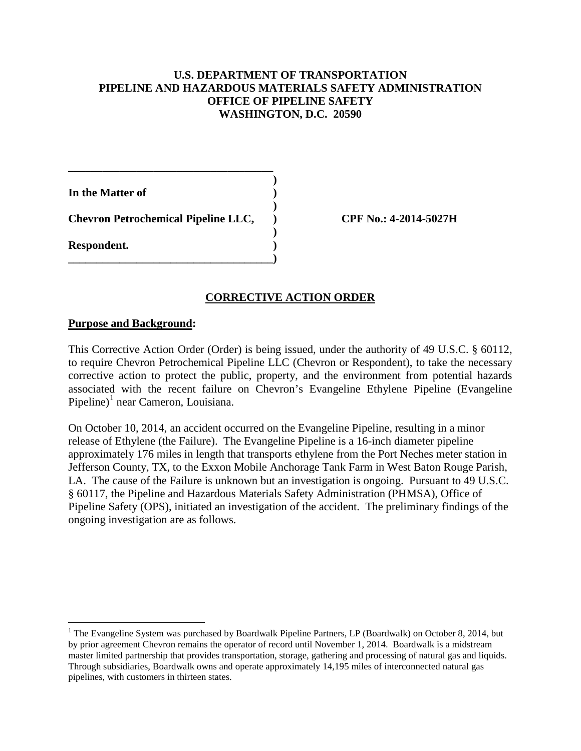**U.S. DEPARTMENT OF TRANSPORTATION**
**PIPELINE AND HAZARDOUS MATERIALS SAFETY ADMINISTRATION**
**OFFICE OF PIPELINE SAFETY**
**WASHINGTON, D.C. 20590**

**In the Matter of**

**Chevron Petrochemical Pipeline LLC,** **CPF No.: 4-2014-5027H**

**Respondent.**

## CORRECTIVE ACTION ORDER

**Purpose and Background:**

This Corrective Action Order (Order) is being issued, under the authority of 49 U.S.C. § 60112, to require Chevron Petrochemical Pipeline LLC (Chevron or Respondent), to take the necessary corrective action to protect the public, property, and the environment from potential hazards associated with the recent failure on Chevron's Evangeline Ethylene Pipeline (Evangeline Pipeline)[1] near Cameron, Louisiana.

On October 10, 2014, an accident occurred on the Evangeline Pipeline, resulting in a minor release of Ethylene (the Failure). The Evangeline Pipeline is a 16-inch diameter pipeline approximately 176 miles in length that transports ethylene from the Port Neches meter station in Jefferson County, TX, to the Exxon Mobile Anchorage Tank Farm in West Baton Rouge Parish, LA. The cause of the Failure is unknown but an investigation is ongoing. Pursuant to 49 U.S.C. § 60117, the Pipeline and Hazardous Materials Safety Administration (PHMSA), Office of Pipeline Safety (OPS), initiated an investigation of the accident. The preliminary findings of the ongoing investigation are as follows.

[1] The Evangeline System was purchased by Boardwalk Pipeline Partners, LP (Boardwalk) on October 8, 2014, but by prior agreement Chevron remains the operator of record until November 1, 2014. Boardwalk is a midstream master limited partnership that provides transportation, storage, gathering and processing of natural gas and liquids. Through subsidiaries, Boardwalk owns and operate approximately 14,195 miles of interconnected natural gas pipelines, with customers in thirteen states.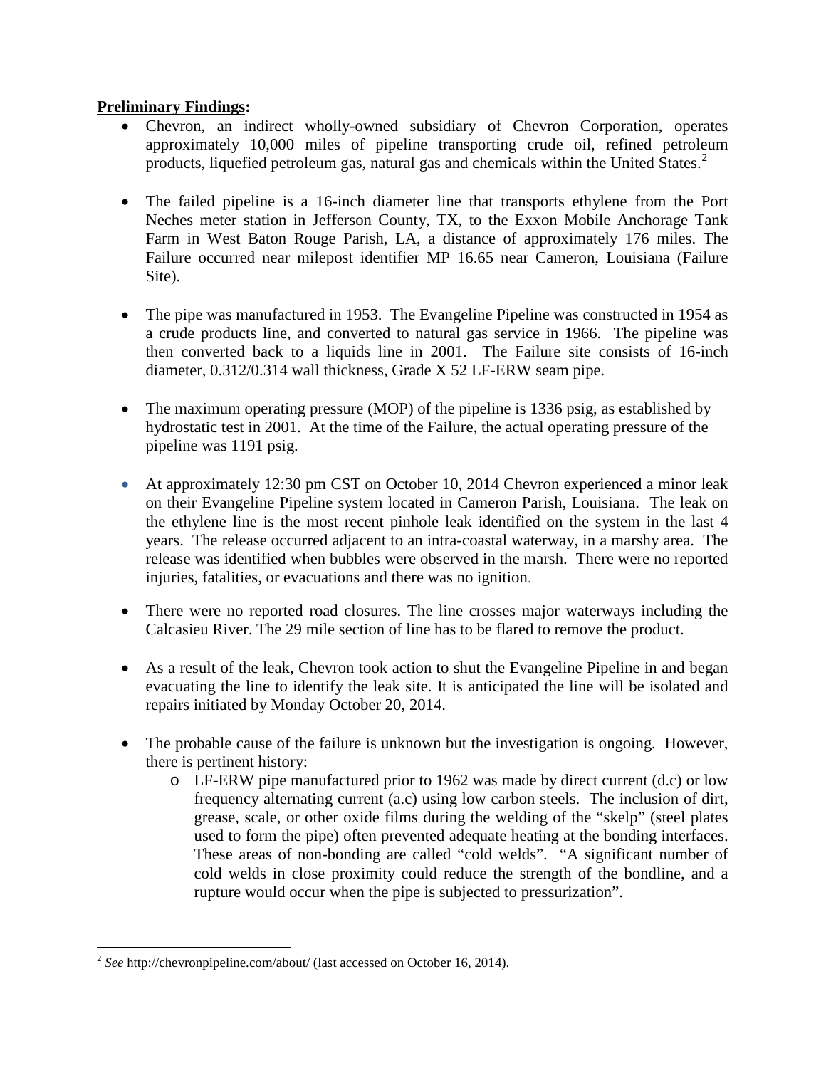**Preliminary Findings:**

- Chevron, an indirect wholly-owned subsidiary of Chevron Corporation, operates approximately 10,000 miles of pipeline transporting crude oil, refined petroleum products, liquefied petroleum gas, natural gas and chemicals within the United States.[2]

- The failed pipeline is a 16-inch diameter line that transports ethylene from the Port Neches meter station in Jefferson County, TX, to the Exxon Mobile Anchorage Tank Farm in West Baton Rouge Parish, LA, a distance of approximately 176 miles. The Failure occurred near milepost identifier MP 16.65 near Cameron, Louisiana (Failure Site).

- The pipe was manufactured in 1953. The Evangeline Pipeline was constructed in 1954 as a crude products line, and converted to natural gas service in 1966. The pipeline was then converted back to a liquids line in 2001. The Failure site consists of 16-inch diameter, 0.312/0.314 wall thickness, Grade X 52 LF-ERW seam pipe.

- The maximum operating pressure (MOP) of the pipeline is 1336 psig, as established by hydrostatic test in 2001. At the time of the Failure, the actual operating pressure of the pipeline was 1191 psig.

- At approximately 12:30 pm CST on October 10, 2014 Chevron experienced a minor leak on their Evangeline Pipeline system located in Cameron Parish, Louisiana. The leak on the ethylene line is the most recent pinhole leak identified on the system in the last 4 years. The release occurred adjacent to an intra-coastal waterway, in a marshy area. The release was identified when bubbles were observed in the marsh. There were no reported injuries, fatalities, or evacuations and there was no ignition.

- There were no reported road closures. The line crosses major waterways including the Calcasieu River. The 29 mile section of line has to be flared to remove the product.

- As a result of the leak, Chevron took action to shut the Evangeline Pipeline in and began evacuating the line to identify the leak site. It is anticipated the line will be isolated and repairs initiated by Monday October 20, 2014.

- The probable cause of the failure is unknown but the investigation is ongoing. However, there is pertinent history:
  - LF-ERW pipe manufactured prior to 1962 was made by direct current (d.c) or low frequency alternating current (a.c) using low carbon steels. The inclusion of dirt, grease, scale, or other oxide films during the welding of the "skelp" (steel plates used to form the pipe) often prevented adequate heating at the bonding interfaces. These areas of non-bonding are called "cold welds". "A significant number of cold welds in close proximity could reduce the strength of the bondline, and a rupture would occur when the pipe is subjected to pressurization".

---

[2] *See* http://chevronpipeline.com/about/ (last accessed on October 16, 2014).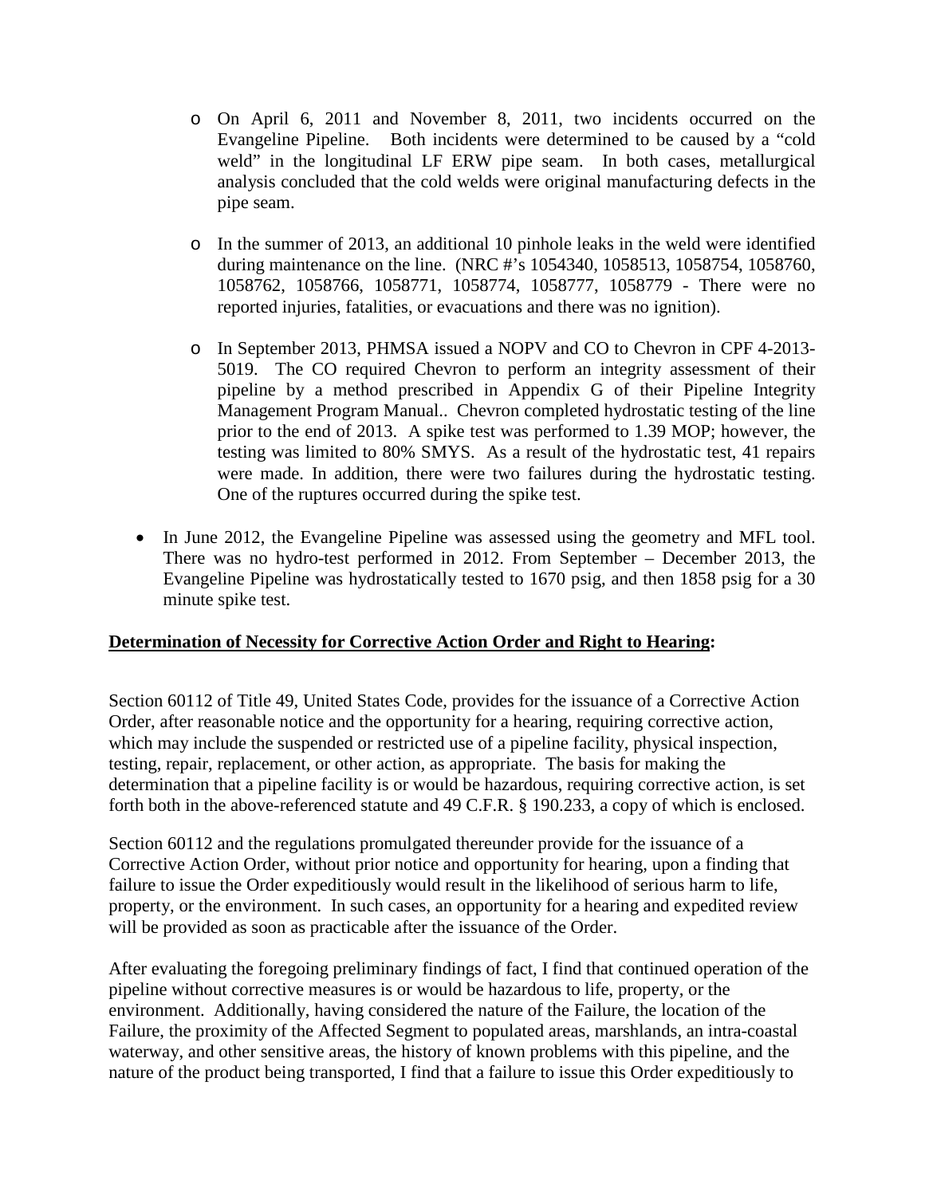- On April 6, 2011 and November 8, 2011, two incidents occurred on the Evangeline Pipeline. Both incidents were determined to be caused by a "cold weld" in the longitudinal LF ERW pipe seam. In both cases, metallurgical analysis concluded that the cold welds were original manufacturing defects in the pipe seam.

  - In the summer of 2013, an additional 10 pinhole leaks in the weld were identified during maintenance on the line. (NRC #'s 1054340, 1058513, 1058754, 1058760, 1058762, 1058766, 1058771, 1058774, 1058777, 1058779 - There were no reported injuries, fatalities, or evacuations and there was no ignition).

  - In September 2013, PHMSA issued a NOPV and CO to Chevron in CPF 4-2013-5019. The CO required Chevron to perform an integrity assessment of their pipeline by a method prescribed in Appendix G of their Pipeline Integrity Management Program Manual.. Chevron completed hydrostatic testing of the line prior to the end of 2013. A spike test was performed to 1.39 MOP; however, the testing was limited to 80% SMYS. As a result of the hydrostatic test, 41 repairs were made. In addition, there were two failures during the hydrostatic testing. One of the ruptures occurred during the spike test.

- In June 2012, the Evangeline Pipeline was assessed using the geometry and MFL tool. There was no hydro-test performed in 2012. From September – December 2013, the Evangeline Pipeline was hydrostatically tested to 1670 psig, and then 1858 psig for a 30 minute spike test.

**Determination of Necessity for Corrective Action Order and Right to Hearing:**

Section 60112 of Title 49, United States Code, provides for the issuance of a Corrective Action Order, after reasonable notice and the opportunity for a hearing, requiring corrective action, which may include the suspended or restricted use of a pipeline facility, physical inspection, testing, repair, replacement, or other action, as appropriate. The basis for making the determination that a pipeline facility is or would be hazardous, requiring corrective action, is set forth both in the above-referenced statute and 49 C.F.R. § 190.233, a copy of which is enclosed.

Section 60112 and the regulations promulgated thereunder provide for the issuance of a Corrective Action Order, without prior notice and opportunity for hearing, upon a finding that failure to issue the Order expeditiously would result in the likelihood of serious harm to life, property, or the environment. In such cases, an opportunity for a hearing and expedited review will be provided as soon as practicable after the issuance of the Order.

After evaluating the foregoing preliminary findings of fact, I find that continued operation of the pipeline without corrective measures is or would be hazardous to life, property, or the environment. Additionally, having considered the nature of the Failure, the location of the Failure, the proximity of the Affected Segment to populated areas, marshlands, an intra-coastal waterway, and other sensitive areas, the history of known problems with this pipeline, and the nature of the product being transported, I find that a failure to issue this Order expeditiously to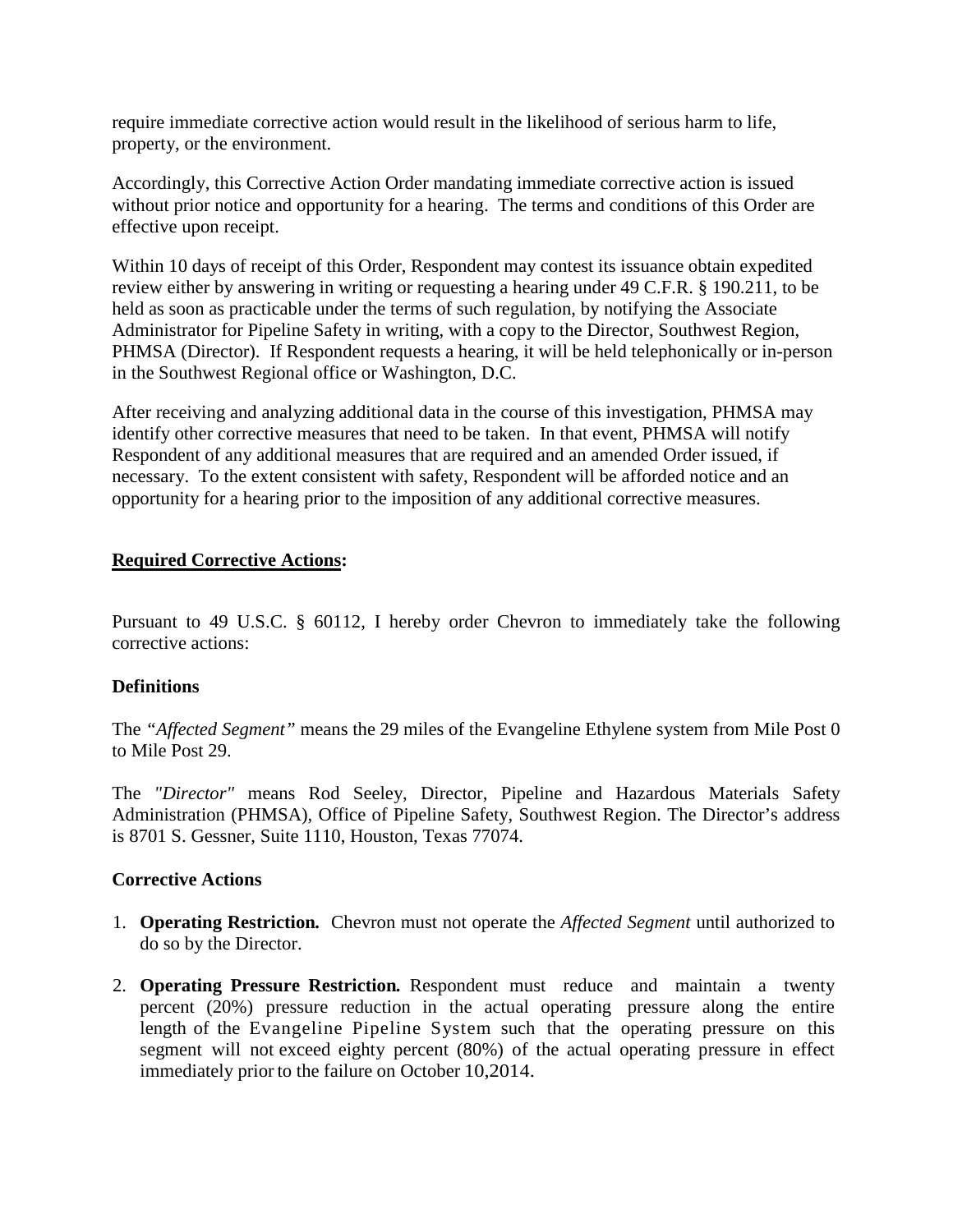require immediate corrective action would result in the likelihood of serious harm to life, property, or the environment.

Accordingly, this Corrective Action Order mandating immediate corrective action is issued without prior notice and opportunity for a hearing. The terms and conditions of this Order are effective upon receipt.

Within 10 days of receipt of this Order, Respondent may contest its issuance obtain expedited review either by answering in writing or requesting a hearing under 49 C.F.R. § 190.211, to be held as soon as practicable under the terms of such regulation, by notifying the Associate Administrator for Pipeline Safety in writing, with a copy to the Director, Southwest Region, PHMSA (Director). If Respondent requests a hearing, it will be held telephonically or in-person in the Southwest Regional office or Washington, D.C.

After receiving and analyzing additional data in the course of this investigation, PHMSA may identify other corrective measures that need to be taken. In that event, PHMSA will notify Respondent of any additional measures that are required and an amended Order issued, if necessary. To the extent consistent with safety, Respondent will be afforded notice and an opportunity for a hearing prior to the imposition of any additional corrective measures.

## Required Corrective Actions:

Pursuant to 49 U.S.C. § 60112, I hereby order Chevron to immediately take the following corrective actions:

### Definitions

The *"Affected Segment"* means the 29 miles of the Evangeline Ethylene system from Mile Post 0 to Mile Post 29.

The *"Director"* means Rod Seeley, Director, Pipeline and Hazardous Materials Safety Administration (PHMSA), Office of Pipeline Safety, Southwest Region. The Director's address is 8701 S. Gessner, Suite 1110, Houston, Texas 77074.

### Corrective Actions

1. **Operating Restriction.** Chevron must not operate the *Affected Segment* until authorized to do so by the Director.
2. **Operating Pressure Restriction.** Respondent must reduce and maintain a twenty percent (20%) pressure reduction in the actual operating pressure along the entire length of the Evangeline Pipeline System such that the operating pressure on this segment will not exceed eighty percent (80%) of the actual operating pressure in effect immediately prior to the failure on October 10,2014.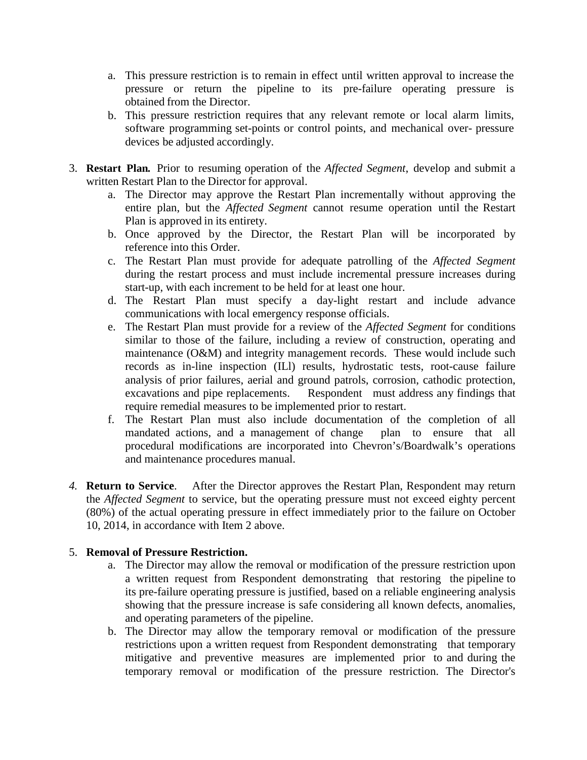a. This pressure restriction is to remain in effect until written approval to increase the pressure or return the pipeline to its pre-failure operating pressure is obtained from the Director.
   b. This pressure restriction requires that any relevant remote or local alarm limits, software programming set-points or control points, and mechanical over- pressure devices be adjusted accordingly.

3. **Restart Plan.** Prior to resuming operation of the *Affected Segment*, develop and submit a written Restart Plan to the Director for approval.
   a. The Director may approve the Restart Plan incrementally without approving the entire plan, but the *Affected Segment* cannot resume operation until the Restart Plan is approved in its entirety.
   b. Once approved by the Director, the Restart Plan will be incorporated by reference into this Order.
   c. The Restart Plan must provide for adequate patrolling of the *Affected Segment* during the restart process and must include incremental pressure increases during start-up, with each increment to be held for at least one hour.
   d. The Restart Plan must specify a day-light restart and include advance communications with local emergency response officials.
   e. The Restart Plan must provide for a review of the *Affected Segment* for conditions similar to those of the failure, including a review of construction, operating and maintenance (O&M) and integrity management records. These would include such records as in-line inspection (ILl) results, hydrostatic tests, root-cause failure analysis of prior failures, aerial and ground patrols, corrosion, cathodic protection, excavations and pipe replacements. Respondent must address any findings that require remedial measures to be implemented prior to restart.
   f. The Restart Plan must also include documentation of the completion of all mandated actions, and a management of change plan to ensure that all procedural modifications are incorporated into Chevron's/Boardwalk's operations and maintenance procedures manual.

*4.* **Return to Service**. After the Director approves the Restart Plan, Respondent may return the *Affected Segment* to service, but the operating pressure must not exceed eighty percent (80%) of the actual operating pressure in effect immediately prior to the failure on October 10, 2014, in accordance with Item 2 above.

5. **Removal of Pressure Restriction.**
   a. The Director may allow the removal or modification of the pressure restriction upon a written request from Respondent demonstrating that restoring the pipeline to its pre-failure operating pressure is justified, based on a reliable engineering analysis showing that the pressure increase is safe considering all known defects, anomalies, and operating parameters of the pipeline.
   b. The Director may allow the temporary removal or modification of the pressure restrictions upon a written request from Respondent demonstrating that temporary mitigative and preventive measures are implemented prior to and during the temporary removal or modification of the pressure restriction. The Director's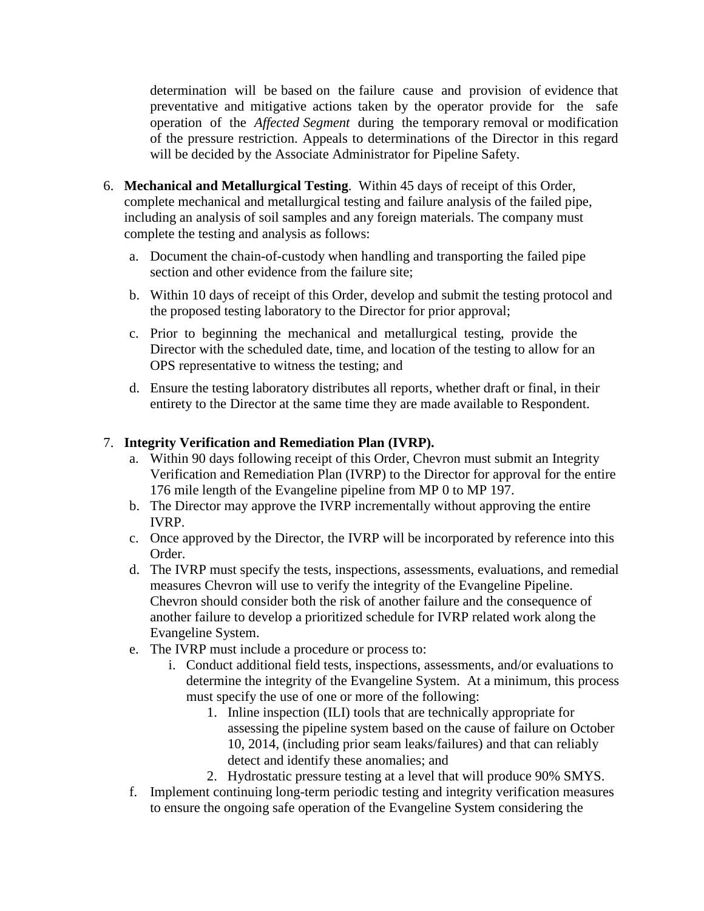determination will be based on the failure cause and provision of evidence that preventative and mitigative actions taken by the operator provide for the safe operation of the *Affected Segment* during the temporary removal or modification of the pressure restriction. Appeals to determinations of the Director in this regard will be decided by the Associate Administrator for Pipeline Safety.

6. **Mechanical and Metallurgical Testing**. Within 45 days of receipt of this Order, complete mechanical and metallurgical testing and failure analysis of the failed pipe, including an analysis of soil samples and any foreign materials. The company must complete the testing and analysis as follows:

   a. Document the chain-of-custody when handling and transporting the failed pipe section and other evidence from the failure site;

   b. Within 10 days of receipt of this Order, develop and submit the testing protocol and the proposed testing laboratory to the Director for prior approval;

   c. Prior to beginning the mechanical and metallurgical testing, provide the Director with the scheduled date, time, and location of the testing to allow for an OPS representative to witness the testing; and

   d. Ensure the testing laboratory distributes all reports, whether draft or final, in their entirety to the Director at the same time they are made available to Respondent.

7. **Integrity Verification and Remediation Plan (IVRP).**
   a. Within 90 days following receipt of this Order, Chevron must submit an Integrity Verification and Remediation Plan (IVRP) to the Director for approval for the entire 176 mile length of the Evangeline pipeline from MP 0 to MP 197.
   b. The Director may approve the IVRP incrementally without approving the entire IVRP.
   c. Once approved by the Director, the IVRP will be incorporated by reference into this Order.
   d. The IVRP must specify the tests, inspections, assessments, evaluations, and remedial measures Chevron will use to verify the integrity of the Evangeline Pipeline. Chevron should consider both the risk of another failure and the consequence of another failure to develop a prioritized schedule for IVRP related work along the Evangeline System.
   e. The IVRP must include a procedure or process to:
      i. Conduct additional field tests, inspections, assessments, and/or evaluations to determine the integrity of the Evangeline System. At a minimum, this process must specify the use of one or more of the following:
         1. Inline inspection (ILI) tools that are technically appropriate for assessing the pipeline system based on the cause of failure on October 10, 2014, (including prior seam leaks/failures) and that can reliably detect and identify these anomalies; and
         2. Hydrostatic pressure testing at a level that will produce 90% SMYS.
   f. Implement continuing long-term periodic testing and integrity verification measures to ensure the ongoing safe operation of the Evangeline System considering the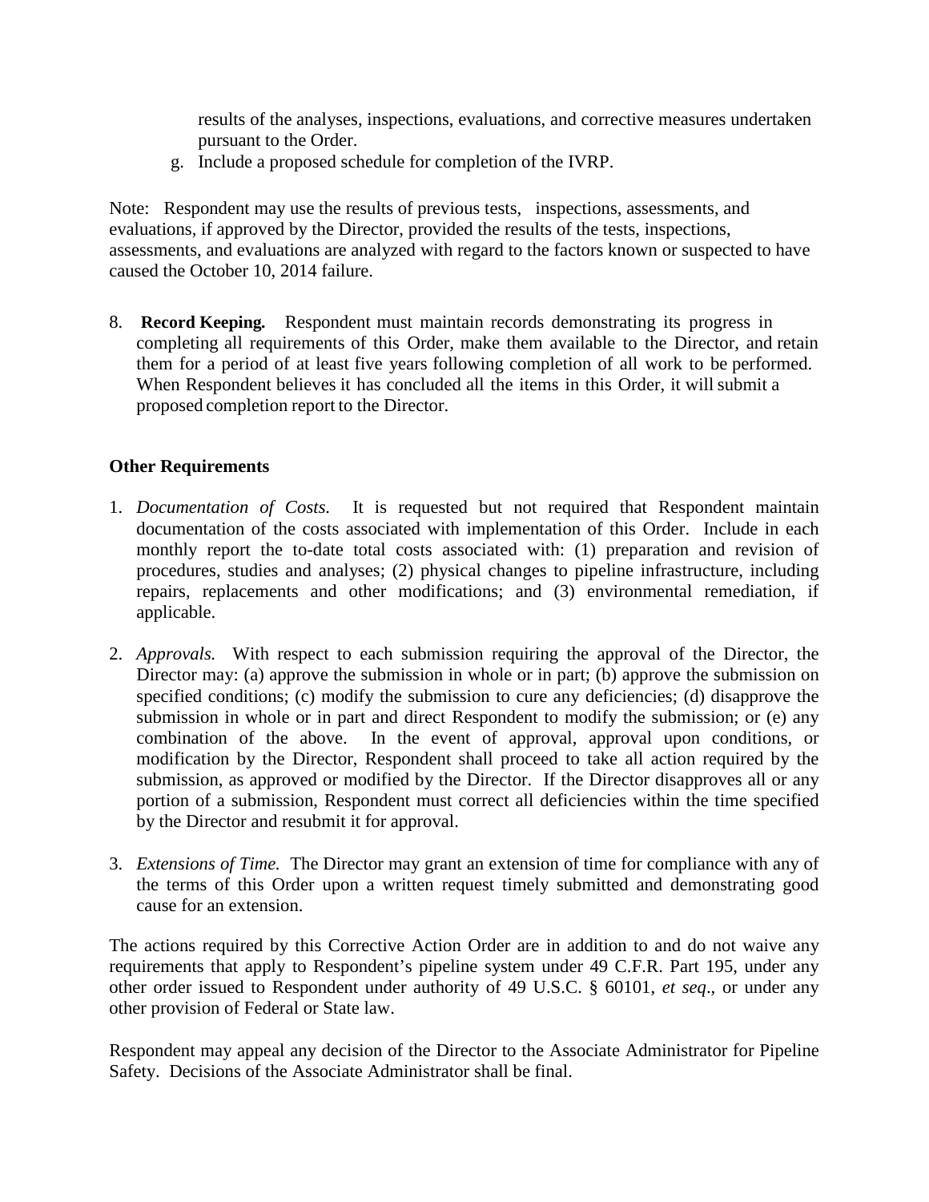results of the analyses, inspections, evaluations, and corrective measures undertaken pursuant to the Order.

g. Include a proposed schedule for completion of the IVRP.

Note: Respondent may use the results of previous tests, inspections, assessments, and evaluations, if approved by the Director, provided the results of the tests, inspections, assessments, and evaluations are analyzed with regard to the factors known or suspected to have caused the October 10, 2014 failure.

8. **Record Keeping.** Respondent must maintain records demonstrating its progress in completing all requirements of this Order, make them available to the Director, and retain them for a period of at least five years following completion of all work to be performed. When Respondent believes it has concluded all the items in this Order, it will submit a proposed completion report to the Director.

**Other Requirements**

1. *Documentation of Costs.* It is requested but not required that Respondent maintain documentation of the costs associated with implementation of this Order. Include in each monthly report the to-date total costs associated with: (1) preparation and revision of procedures, studies and analyses; (2) physical changes to pipeline infrastructure, including repairs, replacements and other modifications; and (3) environmental remediation, if applicable.

2. *Approvals.* With respect to each submission requiring the approval of the Director, the Director may: (a) approve the submission in whole or in part; (b) approve the submission on specified conditions; (c) modify the submission to cure any deficiencies; (d) disapprove the submission in whole or in part and direct Respondent to modify the submission; or (e) any combination of the above. In the event of approval, approval upon conditions, or modification by the Director, Respondent shall proceed to take all action required by the submission, as approved or modified by the Director. If the Director disapproves all or any portion of a submission, Respondent must correct all deficiencies within the time specified by the Director and resubmit it for approval.

3. *Extensions of Time.* The Director may grant an extension of time for compliance with any of the terms of this Order upon a written request timely submitted and demonstrating good cause for an extension.

The actions required by this Corrective Action Order are in addition to and do not waive any requirements that apply to Respondent's pipeline system under 49 C.F.R. Part 195, under any other order issued to Respondent under authority of 49 U.S.C. § 60101, *et seq*., or under any other provision of Federal or State law.

Respondent may appeal any decision of the Director to the Associate Administrator for Pipeline Safety. Decisions of the Associate Administrator shall be final.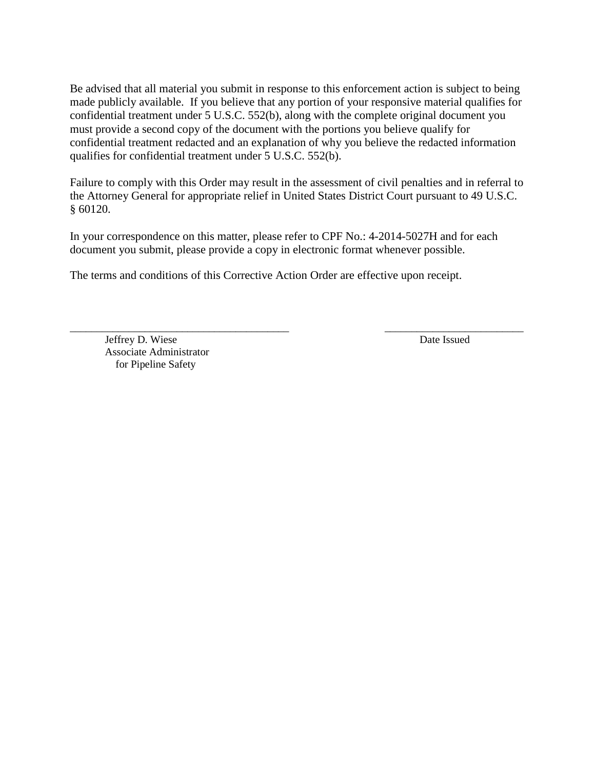Be advised that all material you submit in response to this enforcement action is subject to being made publicly available. If you believe that any portion of your responsive material qualifies for confidential treatment under 5 U.S.C. 552(b), along with the complete original document you must provide a second copy of the document with the portions you believe qualify for confidential treatment redacted and an explanation of why you believe the redacted information qualifies for confidential treatment under 5 U.S.C. 552(b).

Failure to comply with this Order may result in the assessment of civil penalties and in referral to the Attorney General for appropriate relief in United States District Court pursuant to 49 U.S.C. § 60120.

In your correspondence on this matter, please refer to CPF No.: 4-2014-5027H and for each document you submit, please provide a copy in electronic format whenever possible.

The terms and conditions of this Corrective Action Order are effective upon receipt.

\_\_\_\_\_\_\_\_\_\_\_\_\_\_\_\_\_\_\_\_\_\_\_\_\_\_\_\_\_\_\_\_\_\_\_\_\_\_\_\_

Jeffrey D. Wiese
Associate Administrator
for Pipeline Safety

\_\_\_\_\_\_\_\_\_\_\_\_\_\_\_\_\_\_\_\_\_\_\_\_\_\_

Date Issued